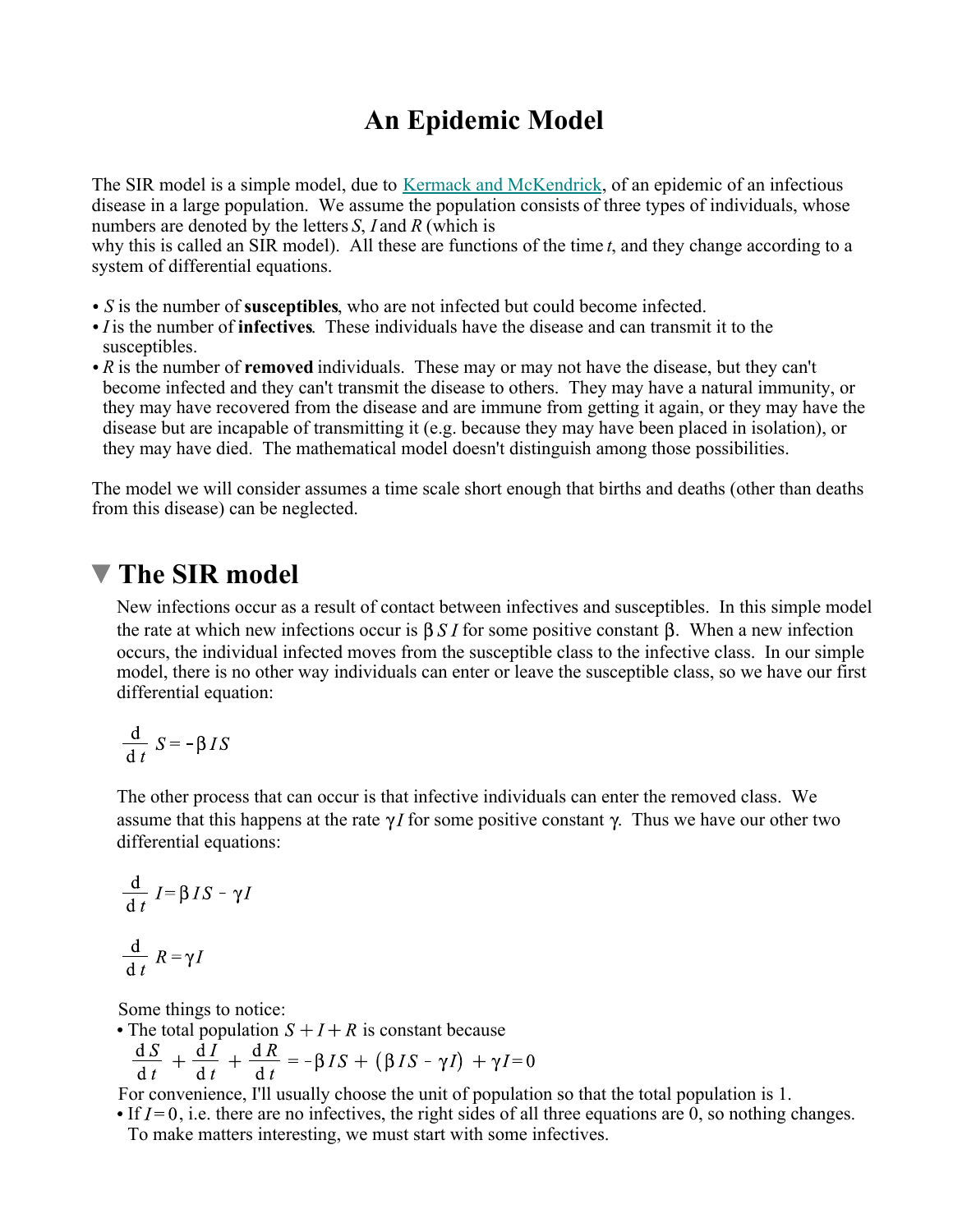# An Epidemic Model

The SIR model is a simple model, due to Kermack and McKendrick, of an epidemic of an infectious disease in a large population. We assume the population consists of three types of individuals, whose numbers are denoted by the letters $S$, $I$ and $R$ (which is why this is called an SIR model). All these are functions of the time $t$, and they change according to a system of differential equations.

- $S$ is the number of **susceptibles**, who are not infected but could become infected.
- $I$ is the number of **infectives**. These individuals have the disease and can transmit it to the susceptibles.
- $R$ is the number of **removed** individuals. These may or may not have the disease, but they can't become infected and they can't transmit the disease to others. They may have a natural immunity, or they may have recovered from the disease and are immune from getting it again, or they may have the disease but are incapable of transmitting it (e.g. because they may have been placed in isolation), or they may have died. The mathematical model doesn't distinguish among those possibilities.

The model we will consider assumes a time scale short enough that births and deaths (other than deaths from this disease) can be neglected.

## ▼ The SIR model

New infections occur as a result of contact between infectives and susceptibles. In this simple model the rate at which new infections occur is $\beta S I$ for some positive constant $\beta$. When a new infection occurs, the individual infected moves from the susceptible class to the infective class. In our simple model, there is no other way individuals can enter or leave the susceptible class, so we have our first differential equation:

$$\frac{d}{dt} S = -\beta I S$$

The other process that can occur is that infective individuals can enter the removed class. We assume that this happens at the rate $\gamma I$ for some positive constant $\gamma$. Thus we have our other two differential equations:

$$\frac{d}{dt} I = \beta I S - \gamma I$$

$$\frac{d}{dt} R = \gamma I$$

Some things to notice:

- The total population $S + I + R$ is constant because
$$\frac{dS}{dt} + \frac{dI}{dt} + \frac{dR}{dt} = -\beta I S + (\beta I S - \gamma I) + \gamma I = 0$$
For convenience, I'll usually choose the unit of population so that the total population is 1.
- If $I = 0$, i.e. there are no infectives, the right sides of all three equations are 0, so nothing changes. To make matters interesting, we must start with some infectives.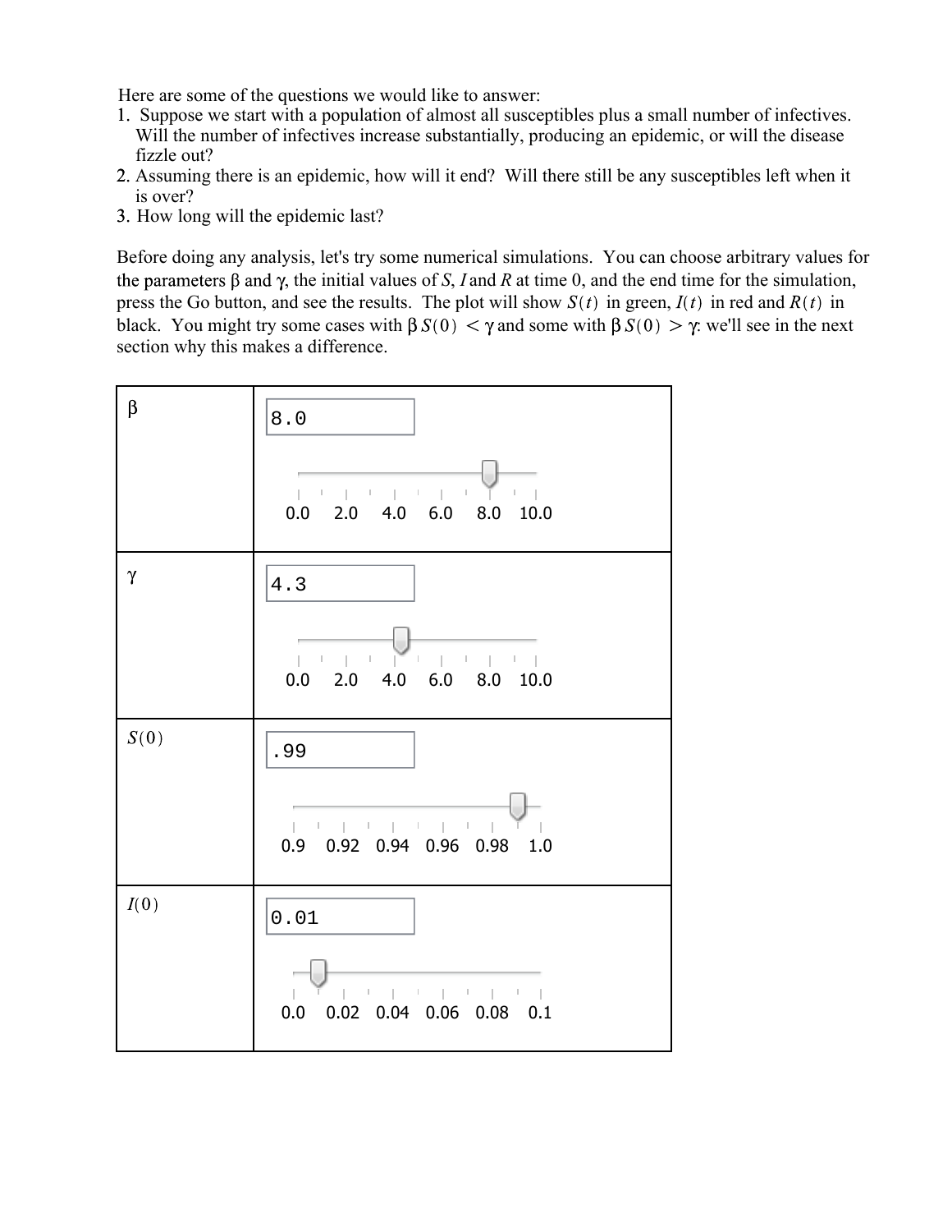Here are some of the questions we would like to answer:

1. Suppose we start with a population of almost all susceptibles plus a small number of infectives. Will the number of infectives increase substantially, producing an epidemic, or will the disease fizzle out?
2. Assuming there is an epidemic, how will it end? Will there still be any susceptibles left when it is over?
3. How long will the epidemic last?

Before doing any analysis, let's try some numerical simulations. You can choose arbitrary values for the parameters $\beta$ and $\gamma$, the initial values of $S$, $I$ and $R$ at time 0, and the end time for the simulation, press the Go button, and see the results. The plot will show $S(t)$ in green, $I(t)$ in red and $R(t)$ in black. You might try some cases with $\beta S(0) < \gamma$ and some with $\beta S(0) > \gamma$: we'll see in the next section why this makes a difference.

| Parameter | Value | Slider range |
|---|---|---|
| $\beta$ | 8.0 | 0.0 2.0 4.0 6.0 8.0 10.0 |
| $\gamma$ | 4.3 | 0.0 2.0 4.0 6.0 8.0 10.0 |
| $S(0)$ | .99 | 0.9 0.92 0.94 0.96 0.98 1.0 |
| $I(0)$ | 0.01 | 0.0 0.02 0.04 0.06 0.08 0.1 |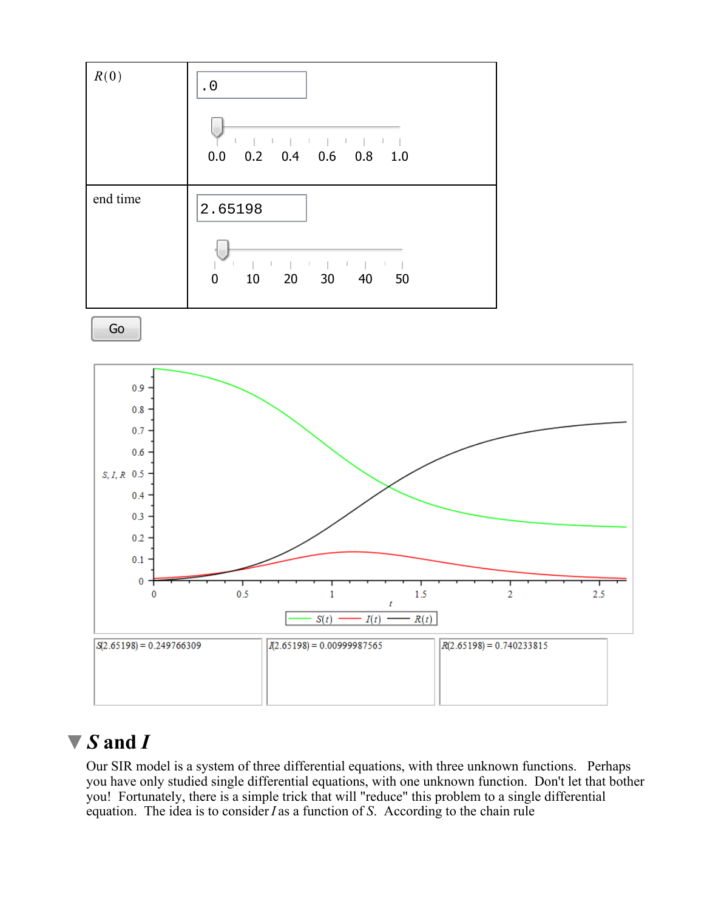| | |
| --- | --- |
| $R(0)$ | .0 |
| end time | 2.65198 |

Go

$S(2.65198) = 0.249766309$

$I(2.65198) = 0.00999987565$

$R(2.65198) = 0.740233815$

## *S* and *I*

Our SIR model is a system of three differential equations, with three unknown functions. Perhaps you have only studied single differential equations, with one unknown function. Don't let that bother you! Fortunately, there is a simple trick that will "reduce" this problem to a single differential equation. The idea is to consider $I$ as a function of $S$. According to the chain rule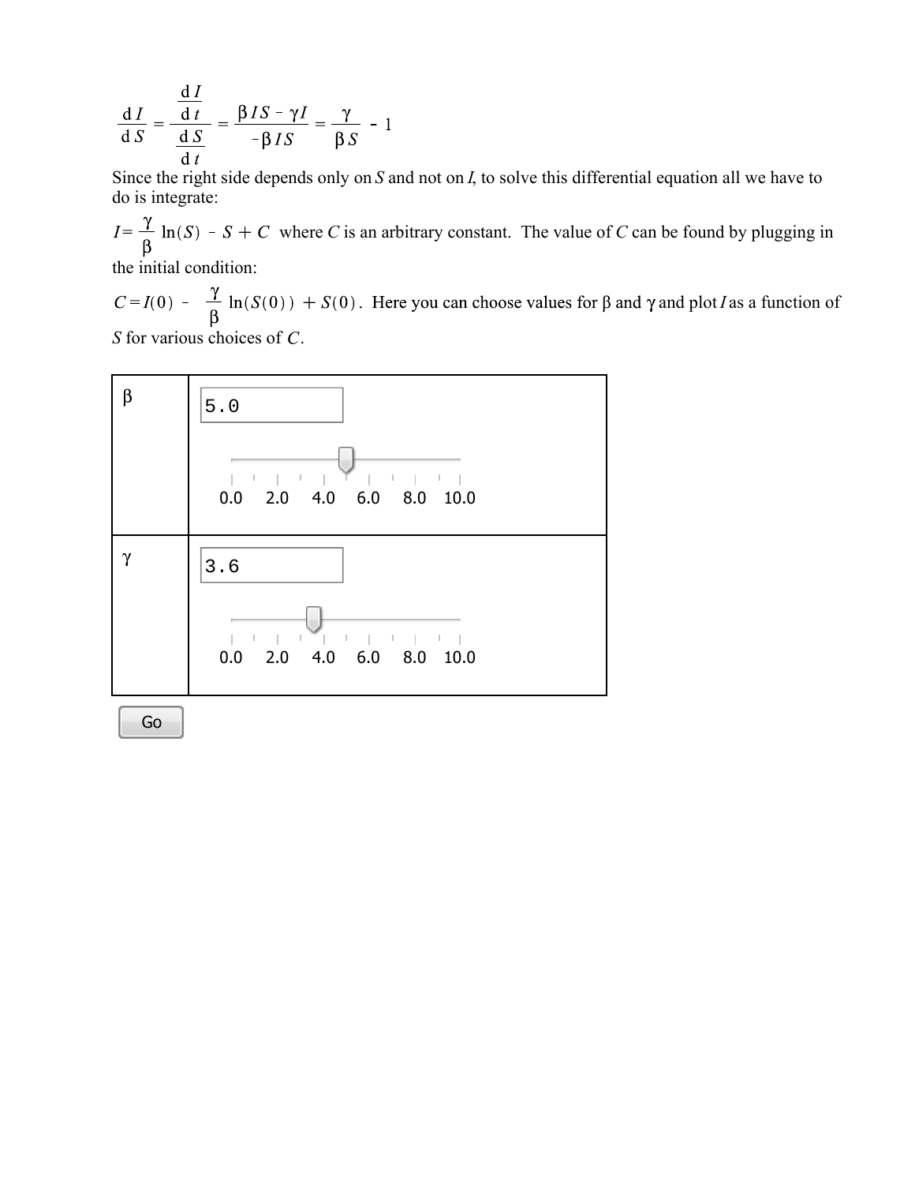$$\frac{dI}{dS} = \frac{\frac{dI}{dt}}{\frac{dS}{dt}} = \frac{\beta I S - \gamma I}{-\beta I S} = \frac{\gamma}{\beta S} - 1$$

Since the right side depends only on $S$ and not on $I$, to solve this differential equation all we have to do is integrate:

$I = \frac{\gamma}{\beta} \ln(S) - S + C$ where $C$ is an arbitrary constant. The value of $C$ can be found by plugging in the initial condition:

$C = I(0) - \frac{\gamma}{\beta} \ln(S(0)) + S(0)$. Here you can choose values for $\beta$ and $\gamma$ and plot $I$ as a function of $S$ for various choices of $C$.

| | |
|---|---|
| $\beta$ | 5.0 (slider: 0.0 – 10.0) |
| $\gamma$ | 3.6 (slider: 0.0 – 10.0) |

Go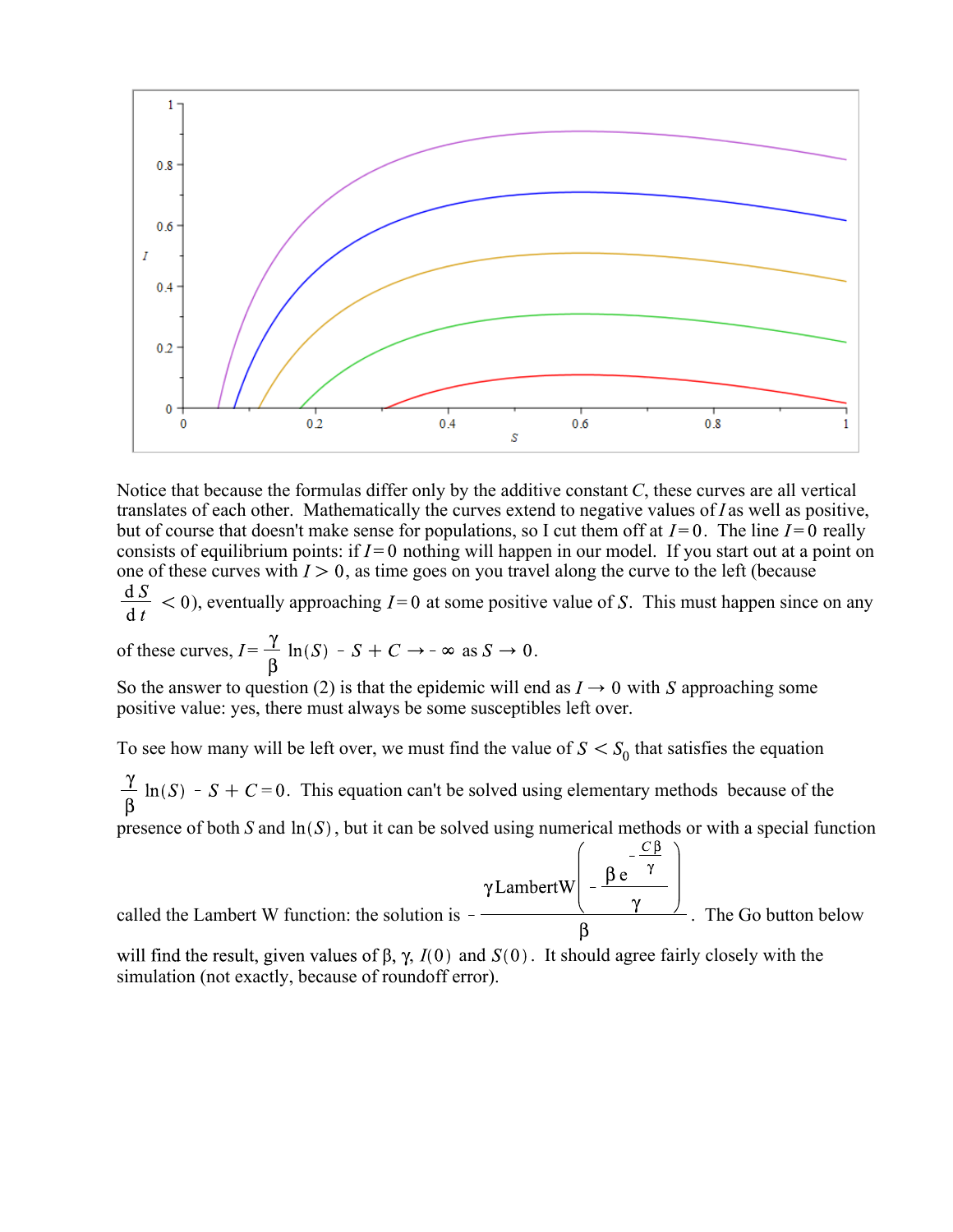Notice that because the formulas differ only by the additive constant $C$, these curves are all vertical translates of each other. Mathematically the curves extend to negative values of $I$ as well as positive, but of course that doesn't make sense for populations, so I cut them off at $I=0$. The line $I=0$ really consists of equilibrium points: if $I=0$ nothing will happen in our model. If you start out at a point on one of these curves with $I>0$, as time goes on you travel along the curve to the left (because $\frac{dS}{dt}<0$), eventually approaching $I=0$ at some positive value of $S$. This must happen since on any of these curves, $I=\frac{\gamma}{\beta}\ln(S)-S+C\rightarrow-\infty$ as $S\rightarrow 0$.

So the answer to question (2) is that the epidemic will end as $I\rightarrow 0$ with $S$ approaching some positive value: yes, there must always be some susceptibles left over.

To see how many will be left over, we must find the value of $S<S_0$ that satisfies the equation $\frac{\gamma}{\beta}\ln(S)-S+C=0$. This equation can't be solved using elementary methods because of the presence of both $S$ and $\ln(S)$, but it can be solved using numerical methods or with a special function called the Lambert W function: the solution is $-\frac{\gamma \operatorname{LambertW}\left(-\frac{\beta e^{-\frac{C\beta}{\gamma}}}{\gamma}\right)}{\beta}$. The Go button below will find the result, given values of $\beta$, $\gamma$, $I(0)$ and $S(0)$. It should agree fairly closely with the simulation (not exactly, because of roundoff error).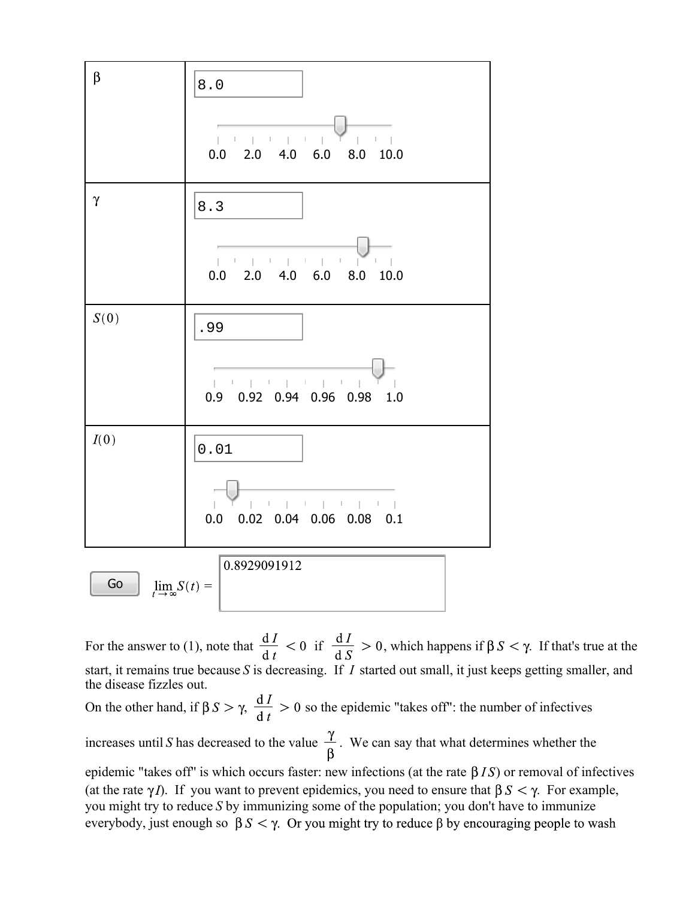| | |
|---|---|
| $\beta$ | 8.0 <br> 0.0 2.0 4.0 6.0 8.0 10.0 |
| $\gamma$ | 8.3 <br> 0.0 2.0 4.0 6.0 8.0 10.0 |
| $S(0)$ | .99 <br> 0.9 0.92 0.94 0.96 0.98 1.0 |
| $I(0)$ | 0.01 <br> 0.0 0.02 0.04 0.06 0.08 0.1 |

Go $\lim_{t \to \infty} S(t) =$ 0.8929091912

For the answer to (1), note that $\frac{dI}{dt} < 0$ if $\frac{dI}{dS} > 0$, which happens if $\beta S < \gamma$. If that's true at the start, it remains true because $S$ is decreasing. If $I$ started out small, it just keeps getting smaller, and the disease fizzles out.

On the other hand, if $\beta S > \gamma$, $\frac{dI}{dt} > 0$ so the epidemic "takes off": the number of infectives increases until $S$ has decreased to the value $\frac{\gamma}{\beta}$. We can say that what determines whether the epidemic "takes off" is which occurs faster: new infections (at the rate $\beta I S$) or removal of infectives (at the rate $\gamma I$). If you want to prevent epidemics, you need to ensure that $\beta S < \gamma$. For example, you might try to reduce $S$ by immunizing some of the population; you don't have to immunize everybody, just enough so $\beta S < \gamma$. Or you might try to reduce $\beta$ by encouraging people to wash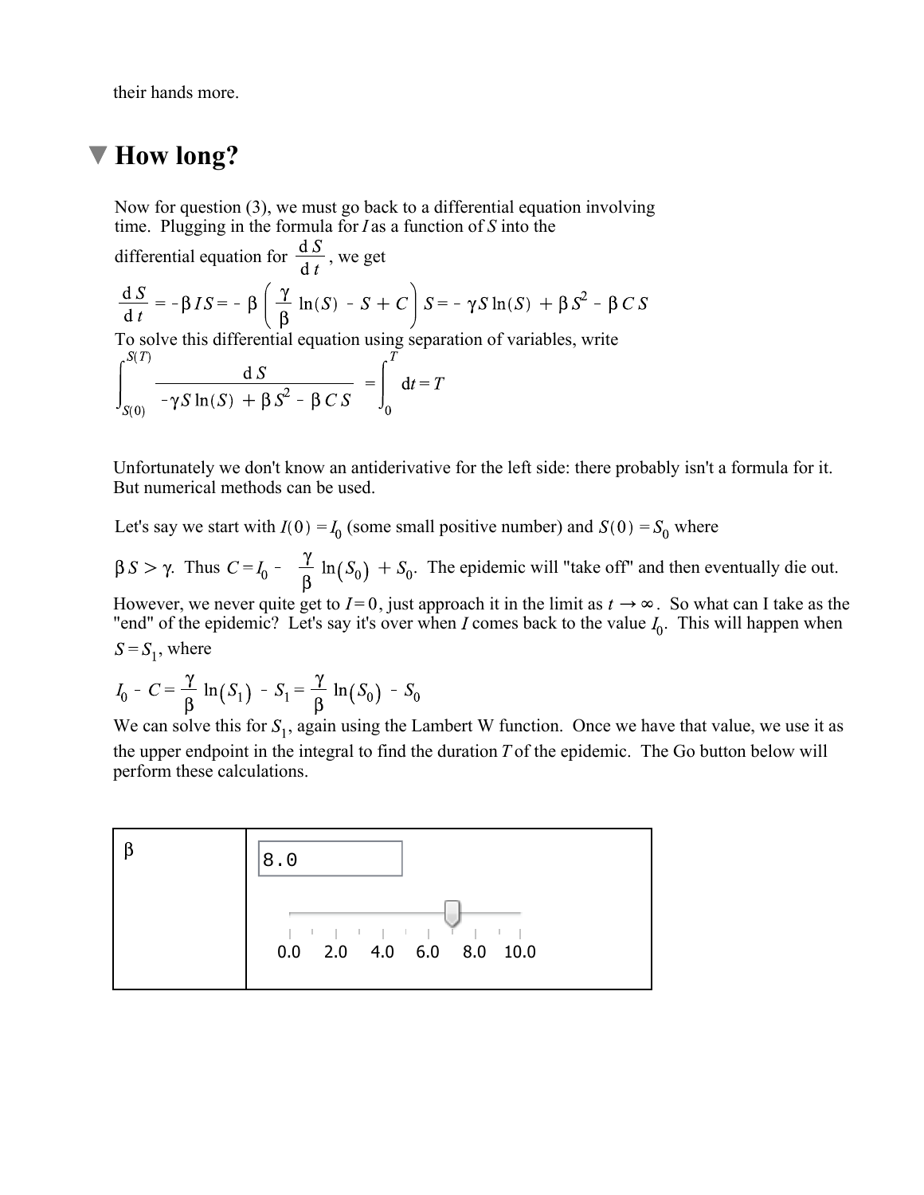their hands more.

# ▼ How long?

Now for question (3), we must go back to a differential equation involving time. Plugging in the formula for $I$ as a function of $S$ into the differential equation for $\frac{dS}{dt}$, we get

$$\frac{dS}{dt} = -\beta I S = -\beta\left(\frac{\gamma}{\beta}\ln(S) - S + C\right)S = -\gamma S \ln(S) + \beta S^2 - \beta C S$$

To solve this differential equation using separation of variables, write

$$\int_{S(0)}^{S(T)} \frac{dS}{-\gamma S \ln(S) + \beta S^2 - \beta C S} = \int_0^T dt = T$$

Unfortunately we don't know an antiderivative for the left side: there probably isn't a formula for it. But numerical methods can be used.

Let's say we start with $I(0) = I_0$ (some small positive number) and $S(0) = S_0$ where $\beta S > \gamma$. Thus $C = I_0 - \frac{\gamma}{\beta}\ln(S_0) + S_0$. The epidemic will "take off" and then eventually die out. However, we never quite get to $I = 0$, just approach it in the limit as $t \to \infty$. So what can I take as the "end" of the epidemic? Let's say it's over when $I$ comes back to the value $I_0$. This will happen when $S = S_1$, where

$$I_0 - C = \frac{\gamma}{\beta}\ln(S_1) - S_1 = \frac{\gamma}{\beta}\ln(S_0) - S_0$$

We can solve this for $S_1$, again using the Lambert W function. Once we have that value, we use it as the upper endpoint in the integral to find the duration $T$ of the epidemic. The Go button below will perform these calculations.

| $\beta$ | 8.0 (slider: 0.0, 2.0, 4.0, 6.0, 8.0, 10.0) |
|---|---|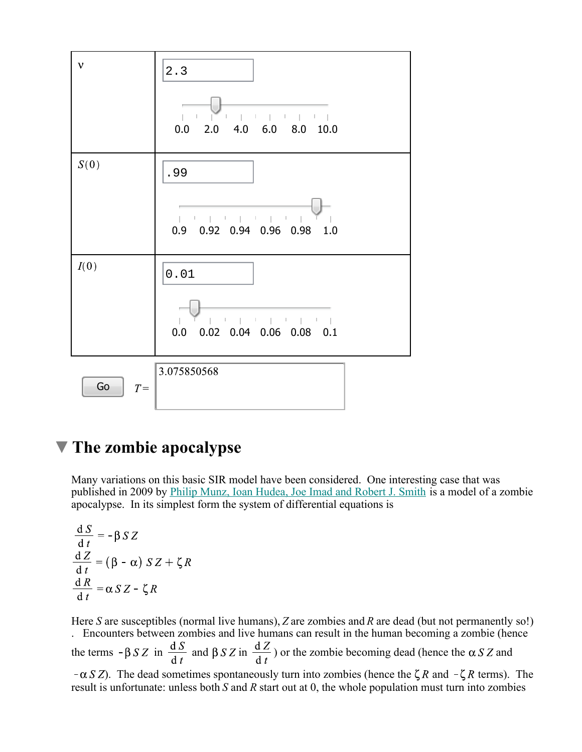| | |
|---|---|
| ν | 2.3 |
| $S(0)$ | .99 |
| $I(0)$ | 0.01 |

Go $T=$ 3.075850568

## The zombie apocalypse

Many variations on this basic SIR model have been considered. One interesting case that was published in 2009 by Philip Munz, Ioan Hudea, Joe Imad and Robert J. Smith is a model of a zombie apocalypse. In its simplest form the system of differential equations is

$$\frac{dS}{dt} = -\beta S Z$$

$$\frac{dZ}{dt} = (\beta - \alpha) S Z + \zeta R$$

$$\frac{dR}{dt} = \alpha S Z - \zeta R$$

Here $S$ are susceptibles (normal live humans), $Z$ are zombies and $R$ are dead (but not permanently so!). Encounters between zombies and live humans can result in the human becoming a zombie (hence the terms $-\beta S Z$ in $\frac{dS}{dt}$ and $\beta S Z$ in $\frac{dZ}{dt}$) or the zombie becoming dead (hence the $\alpha S Z$ and $-\alpha S Z$). The dead sometimes spontaneously turn into zombies (hence the $\zeta R$ and $-\zeta R$ terms). The result is unfortunate: unless both $S$ and $R$ start out at 0, the whole population must turn into zombies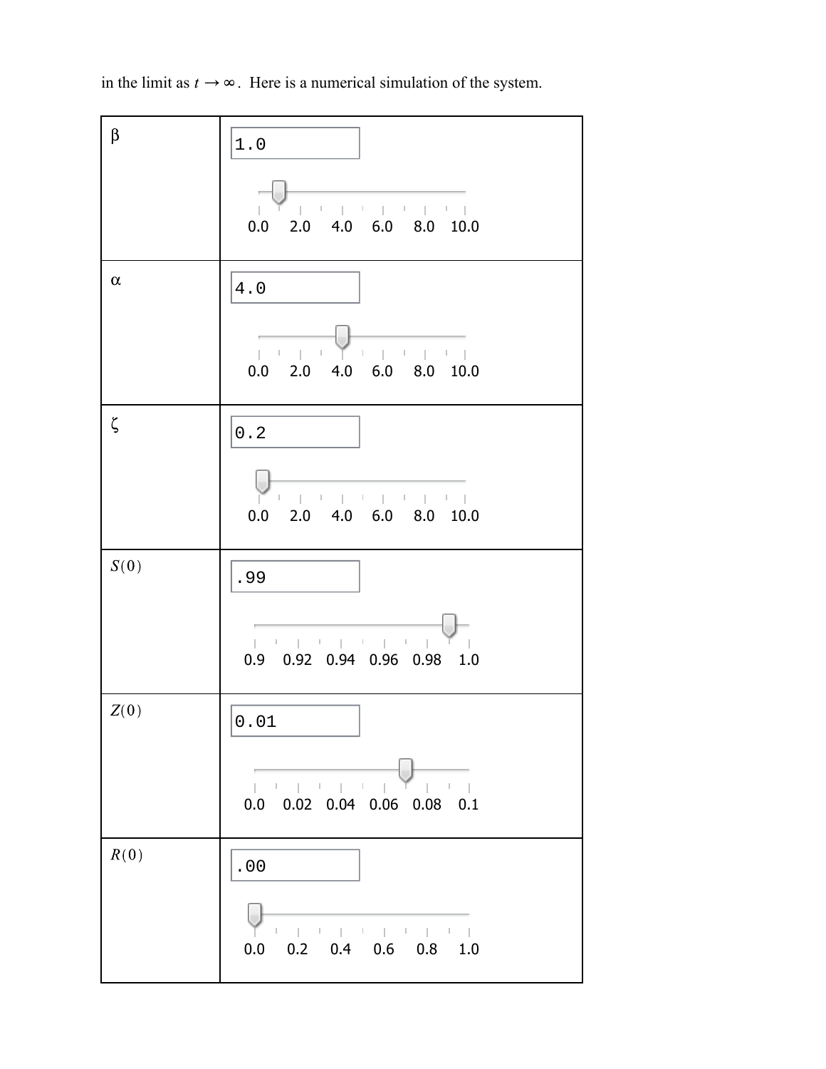in the limit as $t \to \infty$. Here is a numerical simulation of the system.

| | |
|---|---|
| $\beta$ | 1.0 (slider: 0.0, 2.0, 4.0, 6.0, 8.0, 10.0) |
| $\alpha$ | 4.0 (slider: 0.0, 2.0, 4.0, 6.0, 8.0, 10.0) |
| $\zeta$ | 0.2 (slider: 0.0, 2.0, 4.0, 6.0, 8.0, 10.0) |
| $S(0)$ | .99 (slider: 0.9, 0.92, 0.94, 0.96, 0.98, 1.0) |
| $Z(0)$ | 0.01 (slider: 0.0, 0.02, 0.04, 0.06, 0.08, 0.1) |
| $R(0)$ | .00 (slider: 0.0, 0.2, 0.4, 0.6, 0.8, 1.0) |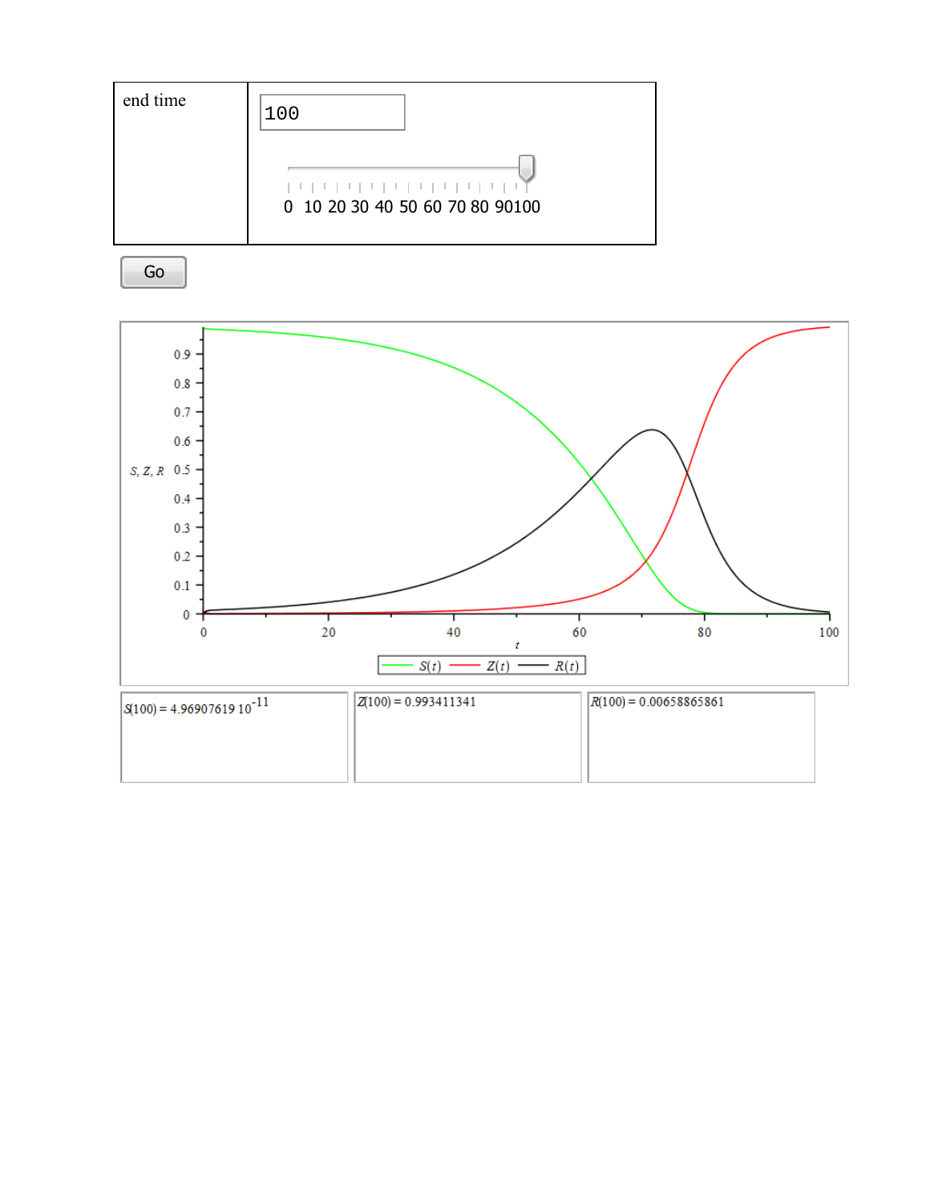| | |
| --- | --- |
| end time | 100 |

0 10 20 30 40 50 60 70 80 90 100

Go

0.9
0.8
0.7
0.6
S, Z, R 0.5
0.4
0.3
0.2
0.1
0
0 20 40 60 80 100
t
S(t) Z(t) R(t)

| | | |
| --- | --- | --- |
| $S(100) = 4.96907619\ 10^{-11}$ | $Z(100) = 0.993411341$ | $R(100) = 0.00658865861$ |